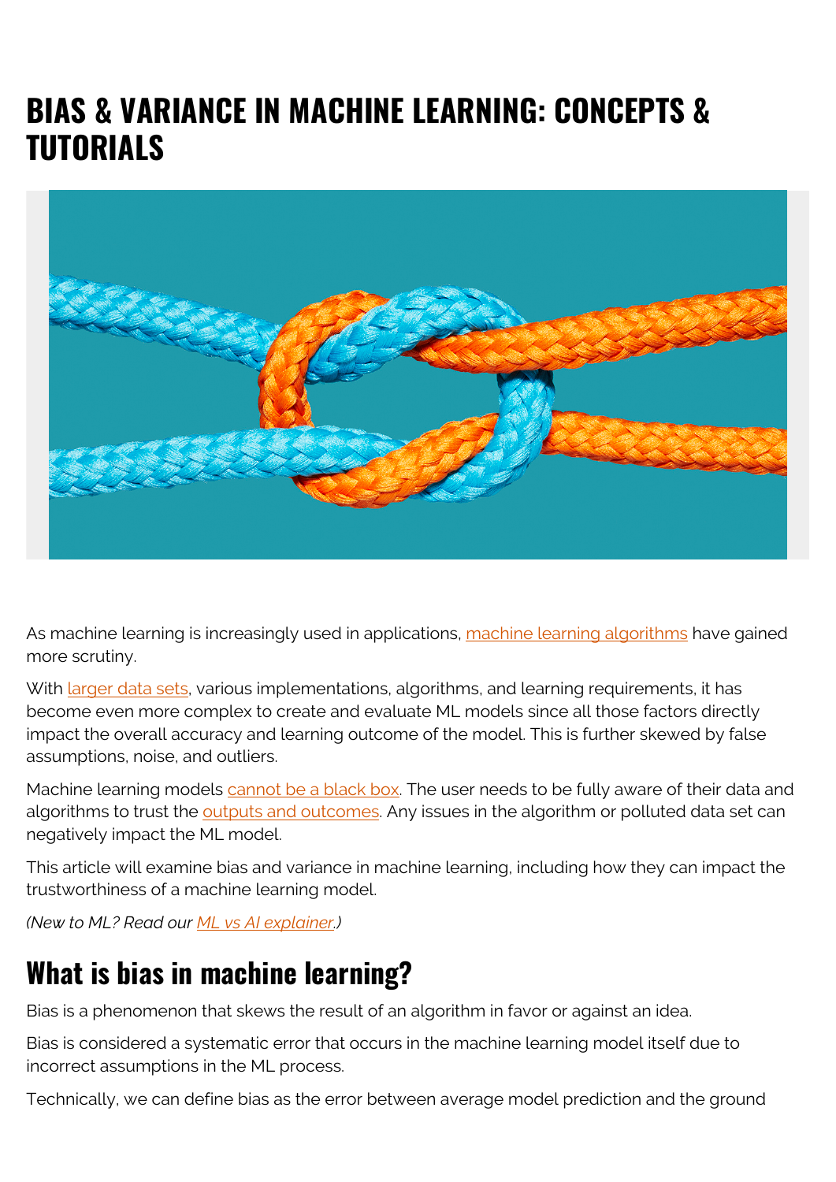# BIAS & VARIANCE IN MACHINE LEARNING: CONCEPTS & TUTORIALS

As machine learning is increasingly used in applications, machine learning algorithms have gained more scrutiny.

With larger data sets, various implementations, algorithms, and learning requirements, it has become even more complex to create and evaluate ML models since all those factors directly impact the overall accuracy and learning outcome of the model. This is further skewed by false assumptions, noise, and outliers.

Machine learning models cannot be a black box. The user needs to be fully aware of their data and algorithms to trust the outputs and outcomes. Any issues in the algorithm or polluted data set can negatively impact the ML model.

This article will examine bias and variance in machine learning, including how they can impact the trustworthiness of a machine learning model.

*(New to ML? Read our ML vs AI explainer.)*

## What is bias in machine learning?

Bias is a phenomenon that skews the result of an algorithm in favor or against an idea.

Bias is considered a systematic error that occurs in the machine learning model itself due to incorrect assumptions in the ML process.

Technically, we can define bias as the error between average model prediction and the ground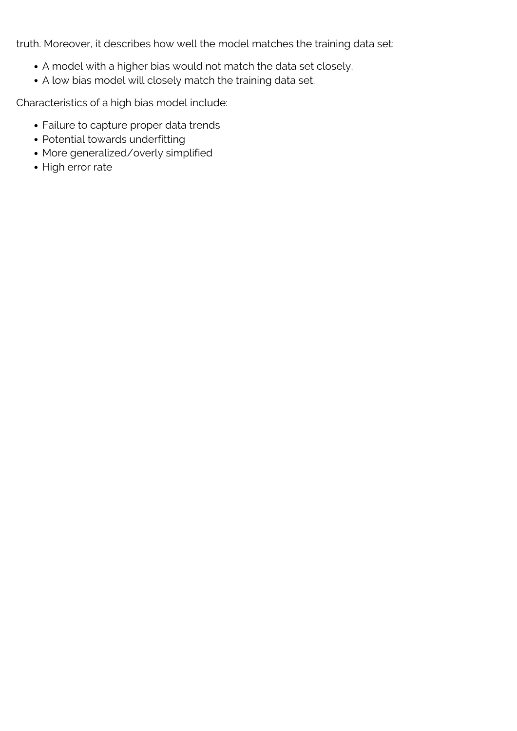truth. Moreover, it describes how well the model matches the training data set:

- A model with a higher bias would not match the data set closely.
- A low bias model will closely match the training data set.

Characteristics of a high bias model include:

- Failure to capture proper data trends
- Potential towards underfitting
- More generalized/overly simplified
- High error rate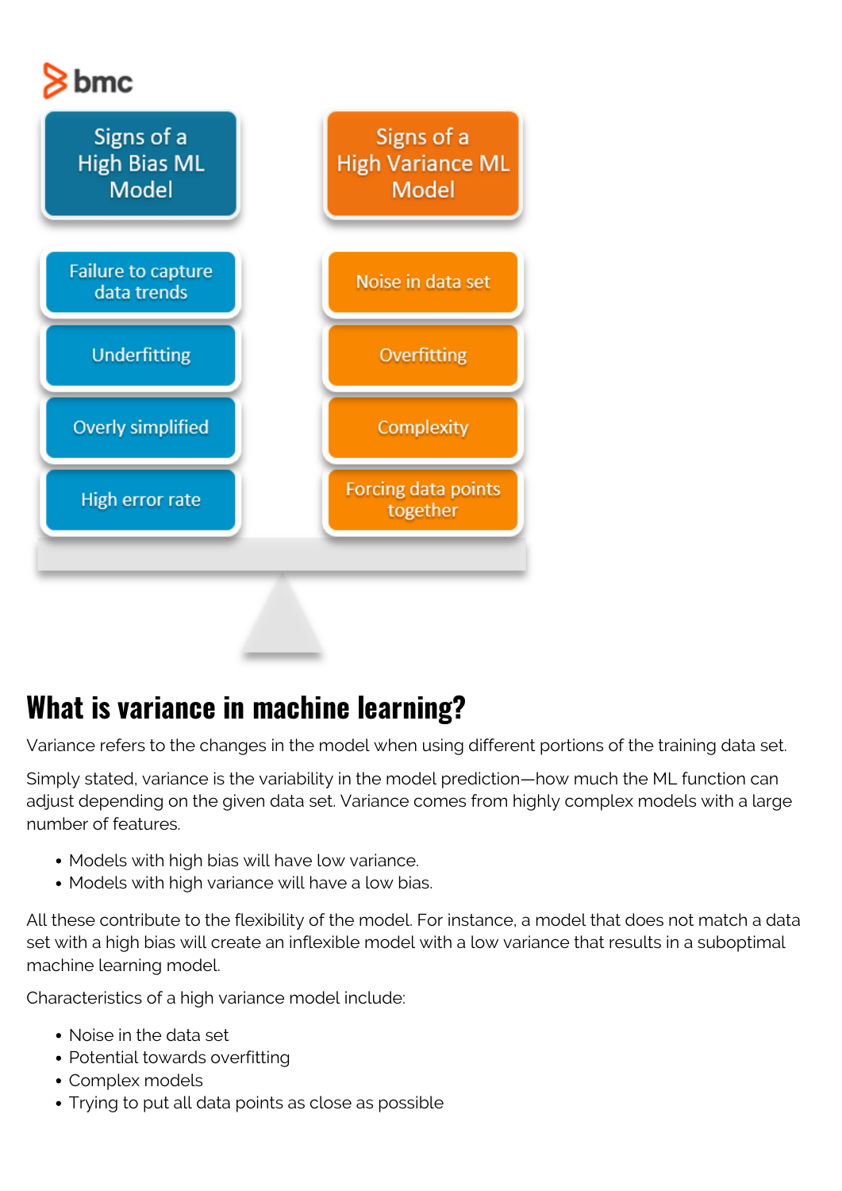| Signs of a High Bias ML Model | Signs of a High Variance ML Model |
| --- | --- |
| Failure to capture data trends | Noise in data set |
| Underfitting | Overfitting |
| Overly simplified | Complexity |
| High error rate | Forcing data points together |

## What is variance in machine learning?

Variance refers to the changes in the model when using different portions of the training data set.

Simply stated, variance is the variability in the model prediction—how much the ML function can adjust depending on the given data set. Variance comes from highly complex models with a large number of features.

- Models with high bias will have low variance.
- Models with high variance will have a low bias.

All these contribute to the flexibility of the model. For instance, a model that does not match a data set with a high bias will create an inflexible model with a low variance that results in a suboptimal machine learning model.

Characteristics of a high variance model include:

- Noise in the data set
- Potential towards overfitting
- Complex models
- Trying to put all data points as close as possible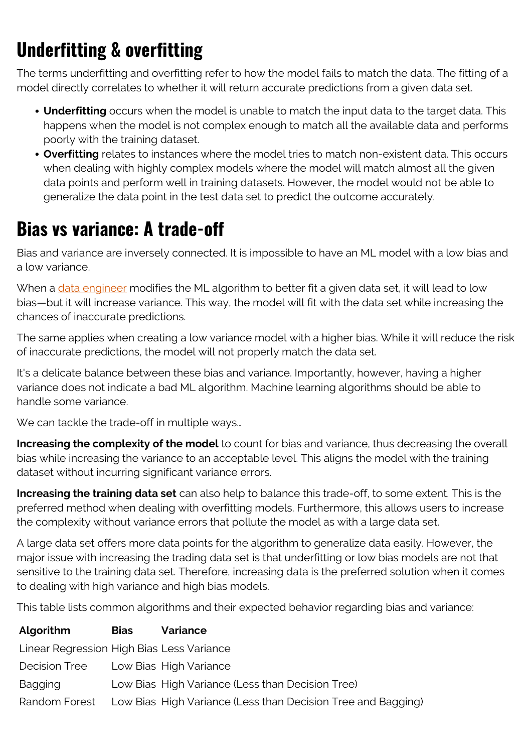# Underfitting & overfitting

The terms underfitting and overfitting refer to how the model fails to match the data. The fitting of a model directly correlates to whether it will return accurate predictions from a given data set.

- **Underfitting** occurs when the model is unable to match the input data to the target data. This happens when the model is not complex enough to match all the available data and performs poorly with the training dataset.
- **Overfitting** relates to instances where the model tries to match non-existent data. This occurs when dealing with highly complex models where the model will match almost all the given data points and perform well in training datasets. However, the model would not be able to generalize the data point in the test data set to predict the outcome accurately.

# Bias vs variance: A trade-off

Bias and variance are inversely connected. It is impossible to have an ML model with a low bias and a low variance.

When a data engineer modifies the ML algorithm to better fit a given data set, it will lead to low bias—but it will increase variance. This way, the model will fit with the data set while increasing the chances of inaccurate predictions.

The same applies when creating a low variance model with a higher bias. While it will reduce the risk of inaccurate predictions, the model will not properly match the data set.

It's a delicate balance between these bias and variance. Importantly, however, having a higher variance does not indicate a bad ML algorithm. Machine learning algorithms should be able to handle some variance.

We can tackle the trade-off in multiple ways…

**Increasing the complexity of the model** to count for bias and variance, thus decreasing the overall bias while increasing the variance to an acceptable level. This aligns the model with the training dataset without incurring significant variance errors.

**Increasing the training data set** can also help to balance this trade-off, to some extent. This is the preferred method when dealing with overfitting models. Furthermore, this allows users to increase the complexity without variance errors that pollute the model as with a large data set.

A large data set offers more data points for the algorithm to generalize data easily. However, the major issue with increasing the trading data set is that underfitting or low bias models are not that sensitive to the training data set. Therefore, increasing data is the preferred solution when it comes to dealing with high variance and high bias models.

This table lists common algorithms and their expected behavior regarding bias and variance:

| Algorithm | Bias | Variance |
|---|---|---|
| Linear Regression | High Bias | Less Variance |
| Decision Tree | Low Bias | High Variance |
| Bagging | Low Bias | High Variance (Less than Decision Tree) |
| Random Forest | Low Bias | High Variance (Less than Decision Tree and Bagging) |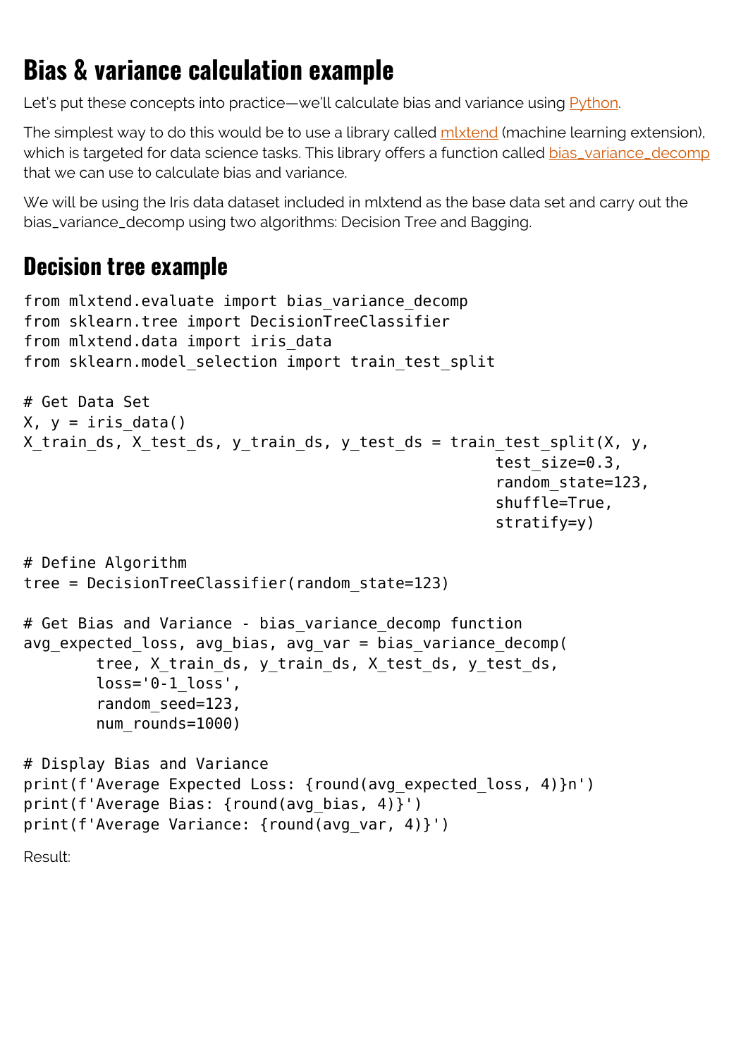## Bias & variance calculation example

Let's put these concepts into practice—we'll calculate bias and variance using Python.

The simplest way to do this would be to use a library called mlxtend (machine learning extension), which is targeted for data science tasks. This library offers a function called bias_variance_decomp that we can use to calculate bias and variance.

We will be using the Iris data dataset included in mlxtend as the base data set and carry out the bias_variance_decomp using two algorithms: Decision Tree and Bagging.

## Decision tree example

```
from mlxtend.evaluate import bias_variance_decomp
from sklearn.tree import DecisionTreeClassifier
from mlxtend.data import iris_data
from sklearn.model_selection import train_test_split

# Get Data Set
X, y = iris_data()
X_train_ds, X_test_ds, y_train_ds, y_test_ds = train_test_split(X, y,
                                                    test_size=0.3,
                                                    random_state=123,
                                                    shuffle=True,
                                                    stratify=y)

# Define Algorithm
tree = DecisionTreeClassifier(random_state=123)

# Get Bias and Variance - bias_variance_decomp function
avg_expected_loss, avg_bias, avg_var = bias_variance_decomp(
        tree, X_train_ds, y_train_ds, X_test_ds, y_test_ds,
        loss='0-1_loss',
        random_seed=123,
        num_rounds=1000)

# Display Bias and Variance
print(f'Average Expected Loss: {round(avg_expected_loss, 4)}n')
print(f'Average Bias: {round(avg_bias, 4)}')
print(f'Average Variance: {round(avg_var, 4)}')
```

Result: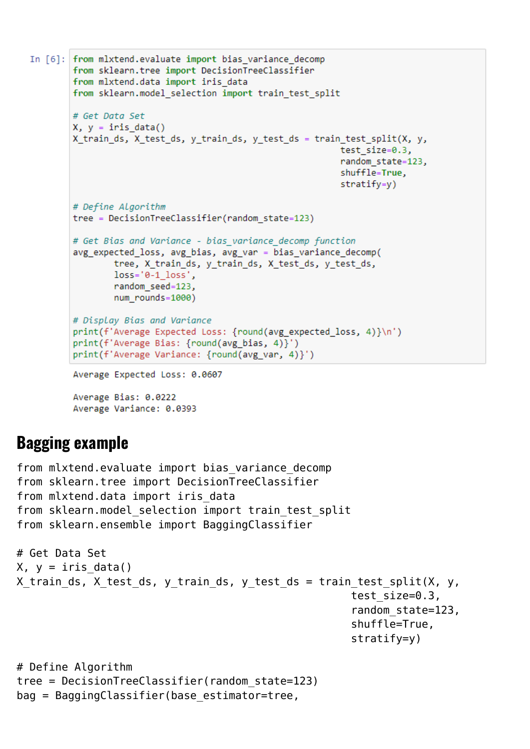```
In [6]: from mlxtend.evaluate import bias_variance_decomp
        from sklearn.tree import DecisionTreeClassifier
        from mlxtend.data import iris_data
        from sklearn.model_selection import train_test_split

        # Get Data Set
        X, y = iris_data()
        X_train_ds, X_test_ds, y_train_ds, y_test_ds = train_test_split(X, y,
                                                            test_size=0.3,
                                                            random_state=123,
                                                            shuffle=True,
                                                            stratify=y)

        # Define Algorithm
        tree = DecisionTreeClassifier(random_state=123)

        # Get Bias and Variance - bias_variance_decomp function
        avg_expected_loss, avg_bias, avg_var = bias_variance_decomp(
                tree, X_train_ds, y_train_ds, X_test_ds, y_test_ds,
                loss='0-1_loss',
                random_seed=123,
                num_rounds=1000)

        # Display Bias and Variance
        print(f'Average Expected Loss: {round(avg_expected_loss, 4)}\n')
        print(f'Average Bias: {round(avg_bias, 4)}')
        print(f'Average Variance: {round(avg_var, 4)}')
```

```
Average Expected Loss: 0.0607

Average Bias: 0.0222
Average Variance: 0.0393
```

## Bagging example

```
from mlxtend.evaluate import bias_variance_decomp
from sklearn.tree import DecisionTreeClassifier
from mlxtend.data import iris_data
from sklearn.model_selection import train_test_split
from sklearn.ensemble import BaggingClassifier

# Get Data Set
X, y = iris_data()
X_train_ds, X_test_ds, y_train_ds, y_test_ds = train_test_split(X, y,
                                                    test_size=0.3,
                                                    random_state=123,
                                                    shuffle=True,
                                                    stratify=y)

# Define Algorithm
tree = DecisionTreeClassifier(random_state=123)
bag = BaggingClassifier(base_estimator=tree,
```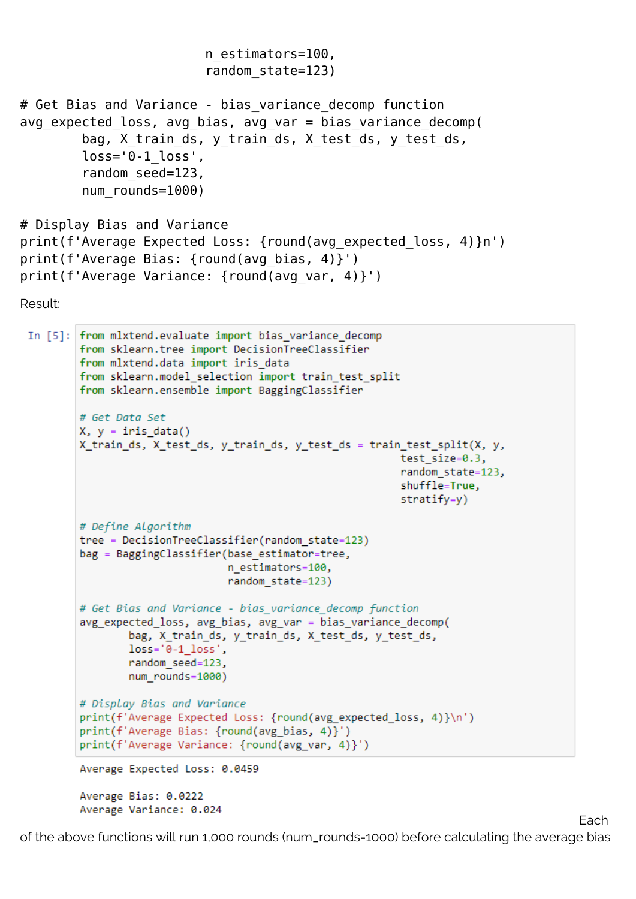```
                    n_estimators=100,
                    random_state=123)

# Get Bias and Variance - bias_variance_decomp function
avg_expected_loss, avg_bias, avg_var = bias_variance_decomp(
        bag, X_train_ds, y_train_ds, X_test_ds, y_test_ds,
        loss='0-1_loss',
        random_seed=123,
        num_rounds=1000)

# Display Bias and Variance
print(f'Average Expected Loss: {round(avg_expected_loss, 4)}n')
print(f'Average Bias: {round(avg_bias, 4)}')
print(f'Average Variance: {round(avg_var, 4)}')
```

Result:

```
In [5]: from mlxtend.evaluate import bias_variance_decomp
        from sklearn.tree import DecisionTreeClassifier
        from mlxtend.data import iris_data
        from sklearn.model_selection import train_test_split
        from sklearn.ensemble import BaggingClassifier

        # Get Data Set
        X, y = iris_data()
        X_train_ds, X_test_ds, y_train_ds, y_test_ds = train_test_split(X, y,
                                                            test_size=0.3,
                                                            random_state=123,
                                                            shuffle=True,
                                                            stratify=y)

        # Define Algorithm
        tree = DecisionTreeClassifier(random_state=123)
        bag = BaggingClassifier(base_estimator=tree,
                                n_estimators=100,
                                random_state=123)

        # Get Bias and Variance - bias_variance_decomp function
        avg_expected_loss, avg_bias, avg_var = bias_variance_decomp(
                bag, X_train_ds, y_train_ds, X_test_ds, y_test_ds,
                loss='0-1_loss',
                random_seed=123,
                num_rounds=1000)

        # Display Bias and Variance
        print(f'Average Expected Loss: {round(avg_expected_loss, 4)}\n')
        print(f'Average Bias: {round(avg_bias, 4)}')
        print(f'Average Variance: {round(avg_var, 4)}')

        Average Expected Loss: 0.0459

        Average Bias: 0.0222
        Average Variance: 0.024
```

Each of the above functions will run 1,000 rounds (num_rounds=1000) before calculating the average bias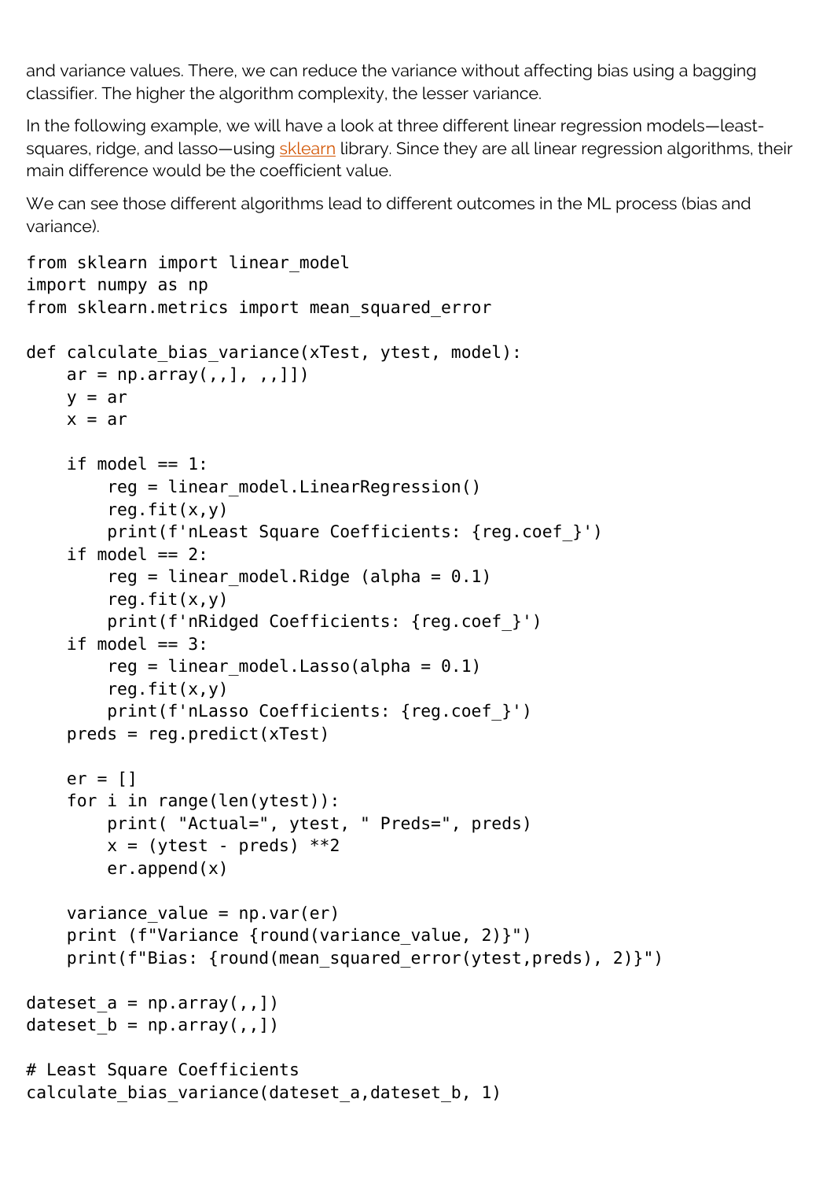and variance values. There, we can reduce the variance without affecting bias using a bagging classifier. The higher the algorithm complexity, the lesser variance.

In the following example, we will have a look at three different linear regression models—least-squares, ridge, and lasso—using sklearn library. Since they are all linear regression algorithms, their main difference would be the coefficient value.

We can see those different algorithms lead to different outcomes in the ML process (bias and variance).

```
from sklearn import linear_model
import numpy as np
from sklearn.metrics import mean_squared_error

def calculate_bias_variance(xTest, ytest, model):
    ar = np.array(,,], ,,]])
    y = ar
    x = ar

    if model == 1:
        reg = linear_model.LinearRegression()
        reg.fit(x,y)
        print(f'nLeast Square Coefficients: {reg.coef_}')
    if model == 2:
        reg = linear_model.Ridge (alpha = 0.1)
        reg.fit(x,y)
        print(f'nRidged Coefficients: {reg.coef_}')
    if model == 3:
        reg = linear_model.Lasso(alpha = 0.1)
        reg.fit(x,y)
        print(f'nLasso Coefficients: {reg.coef_}')
    preds = reg.predict(xTest)

    er = []
    for i in range(len(ytest)):
        print( "Actual=", ytest, " Preds=", preds)
        x = (ytest - preds) **2
        er.append(x)

    variance_value = np.var(er)
    print (f"Variance {round(variance_value, 2)}")
    print(f"Bias: {round(mean_squared_error(ytest,preds), 2)}")

dateset_a = np.array(,,])
dateset_b = np.array(,,])

# Least Square Coefficients
calculate_bias_variance(dateset_a,dateset_b, 1)
```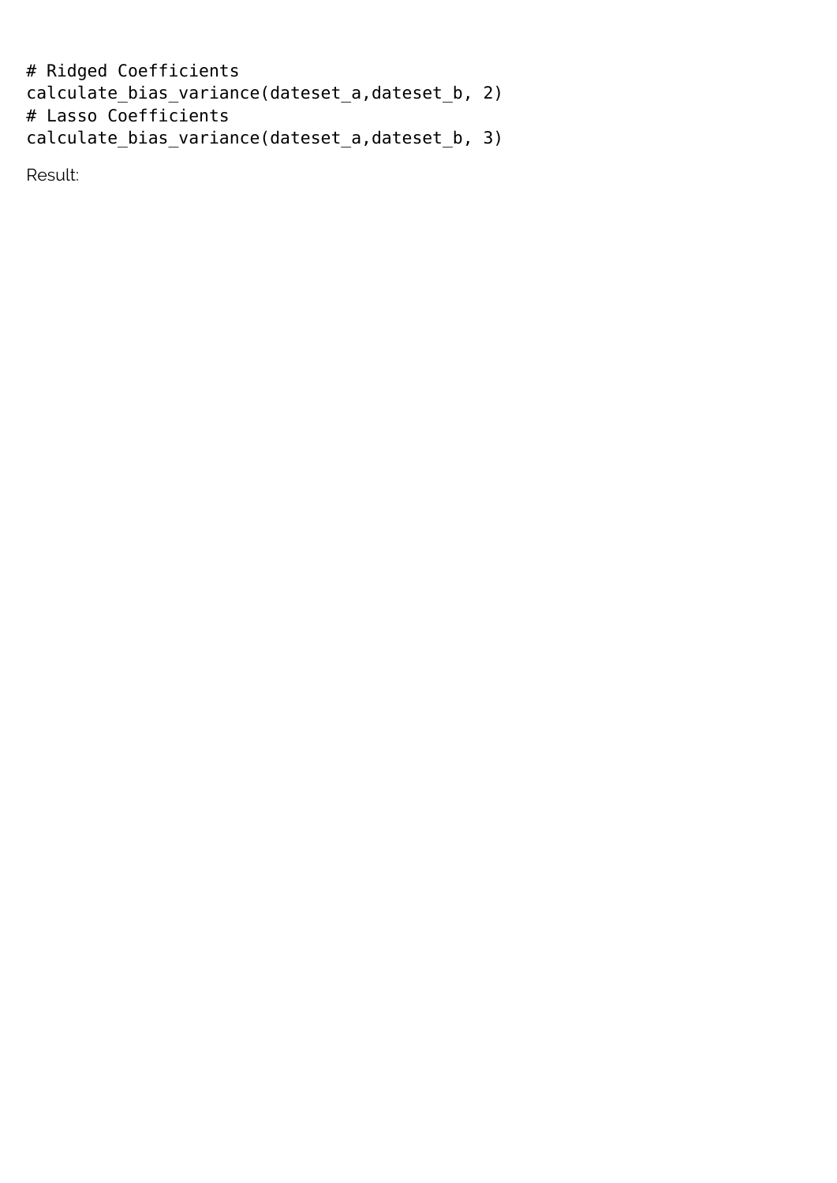```
# Ridged Coefficients
calculate_bias_variance(dateset_a,dateset_b, 2)
# Lasso Coefficients
calculate_bias_variance(dateset_a,dateset_b, 3)
```

Result: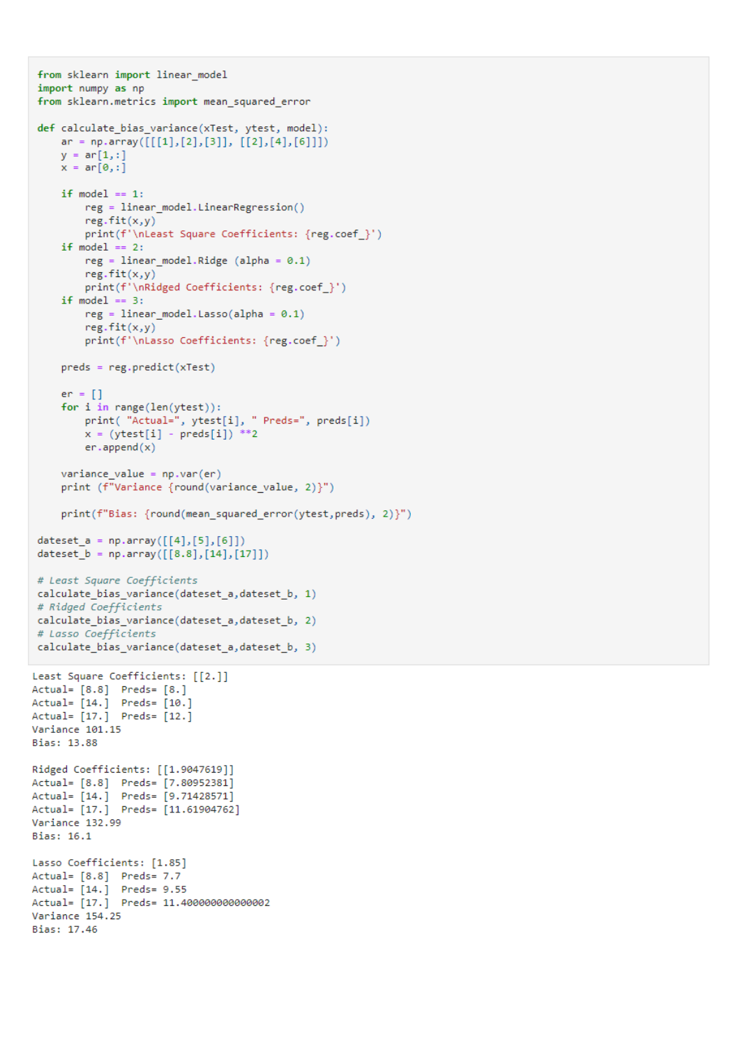```python
from sklearn import linear_model
import numpy as np
from sklearn.metrics import mean_squared_error

def calculate_bias_variance(xTest, ytest, model):
    ar = np.array([[[1],[2],[3]], [[2],[4],[6]]])
    y = ar[1,:]
    x = ar[0,:]

    if model == 1:
        reg = linear_model.LinearRegression()
        reg.fit(x,y)
        print(f'\nLeast Square Coefficients: {reg.coef_}')
    if model == 2:
        reg = linear_model.Ridge (alpha = 0.1)
        reg.fit(x,y)
        print(f'\nRidged Coefficients: {reg.coef_}')
    if model == 3:
        reg = linear_model.Lasso(alpha = 0.1)
        reg.fit(x,y)
        print(f'\nLasso Coefficients: {reg.coef_}')

    preds = reg.predict(xTest)

    er = []
    for i in range(len(ytest)):
        print( "Actual=", ytest[i], " Preds=", preds[i])
        x = (ytest[i] - preds[i]) **2
        er.append(x)

    variance_value = np.var(er)
    print (f"Variance {round(variance_value, 2)}")

    print(f"Bias: {round(mean_squared_error(ytest,preds), 2)}")

dateset_a = np.array([[4],[5],[6]])
dateset_b = np.array([[8.8],[14],[17]])

# Least Square Coefficients
calculate_bias_variance(dateset_a,dateset_b, 1)
# Ridged Coefficients
calculate_bias_variance(dateset_a,dateset_b, 2)
# Lasso Coefficients
calculate_bias_variance(dateset_a,dateset_b, 3)
```

```
Least Square Coefficients: [[2.]]
Actual= [8.8]  Preds= [8.]
Actual= [14.]  Preds= [10.]
Actual= [17.]  Preds= [12.]
Variance 101.15
Bias: 13.88

Ridged Coefficients: [[1.9047619]]
Actual= [8.8]  Preds= [7.80952381]
Actual= [14.]  Preds= [9.71428571]
Actual= [17.]  Preds= [11.61904762]
Variance 132.99
Bias: 16.1

Lasso Coefficients: [1.85]
Actual= [8.8]  Preds= 7.7
Actual= [14.]  Preds= 9.55
Actual= [17.]  Preds= 11.400000000000002
Variance 154.25
Bias: 17.46
```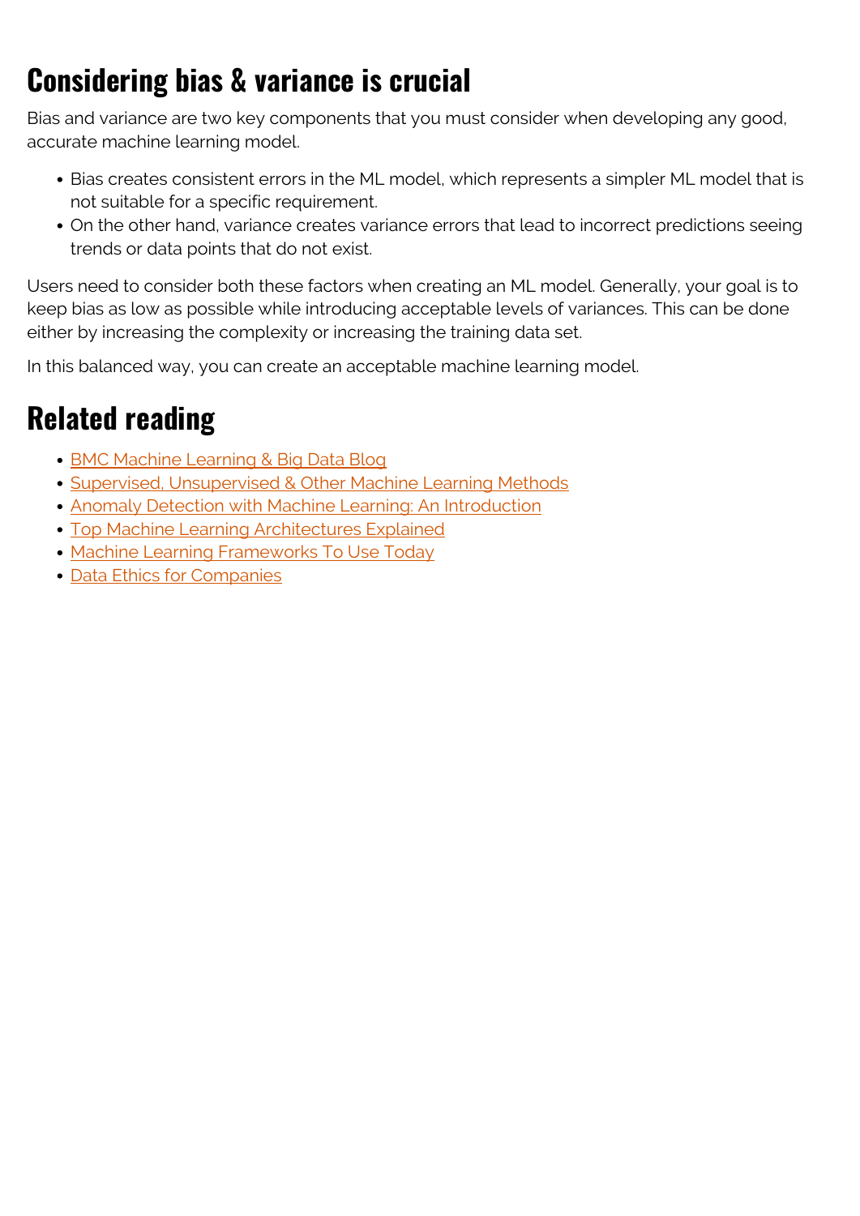## Considering bias & variance is crucial

Bias and variance are two key components that you must consider when developing any good, accurate machine learning model.

- Bias creates consistent errors in the ML model, which represents a simpler ML model that is not suitable for a specific requirement.
- On the other hand, variance creates variance errors that lead to incorrect predictions seeing trends or data points that do not exist.

Users need to consider both these factors when creating an ML model. Generally, your goal is to keep bias as low as possible while introducing acceptable levels of variances. This can be done either by increasing the complexity or increasing the training data set.

In this balanced way, you can create an acceptable machine learning model.

## Related reading

- BMC Machine Learning & Big Data Blog
- Supervised, Unsupervised & Other Machine Learning Methods
- Anomaly Detection with Machine Learning: An Introduction
- Top Machine Learning Architectures Explained
- Machine Learning Frameworks To Use Today
- Data Ethics for Companies